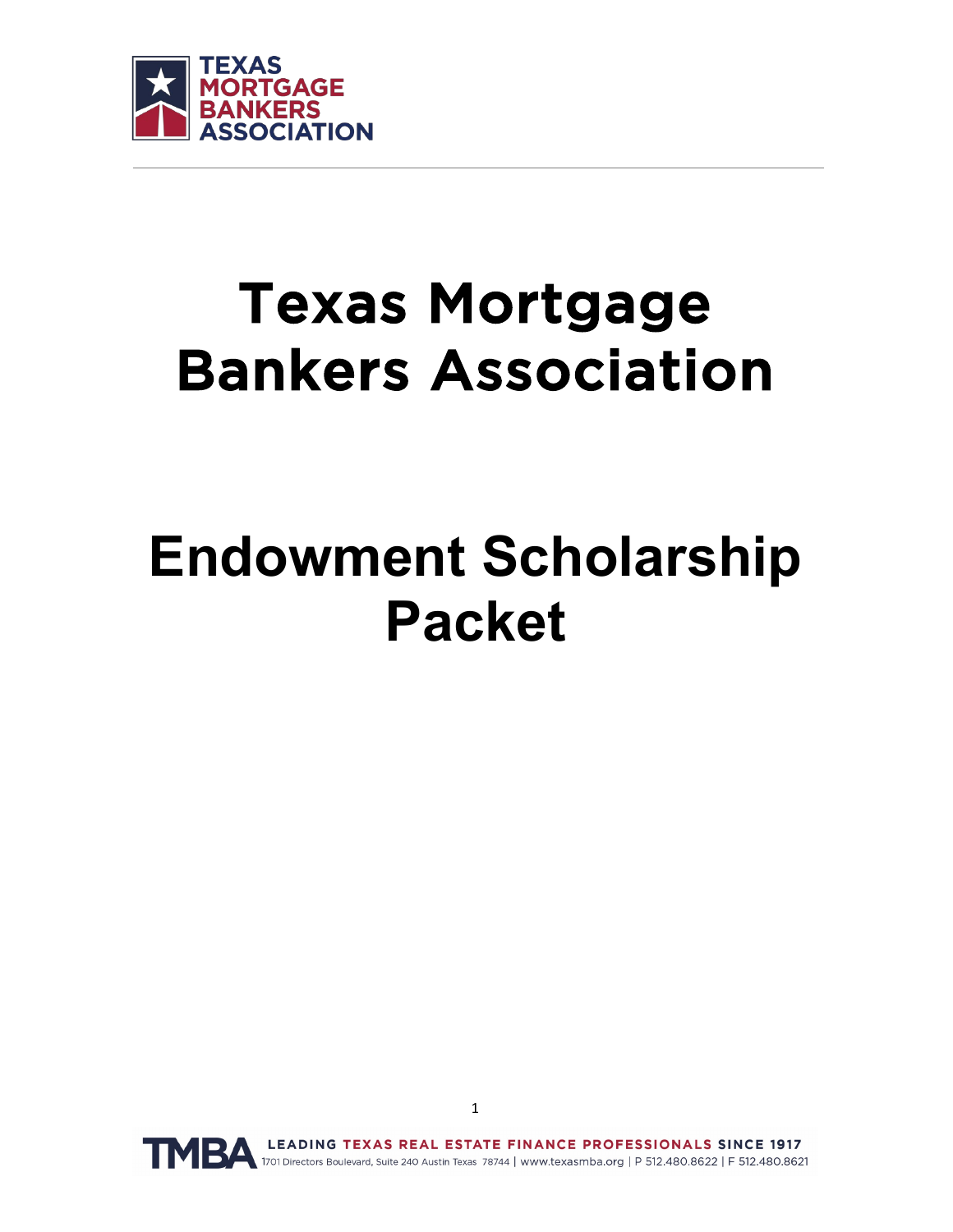# Texas Mortgage Bankers Association

# Endowment Scholarship Packet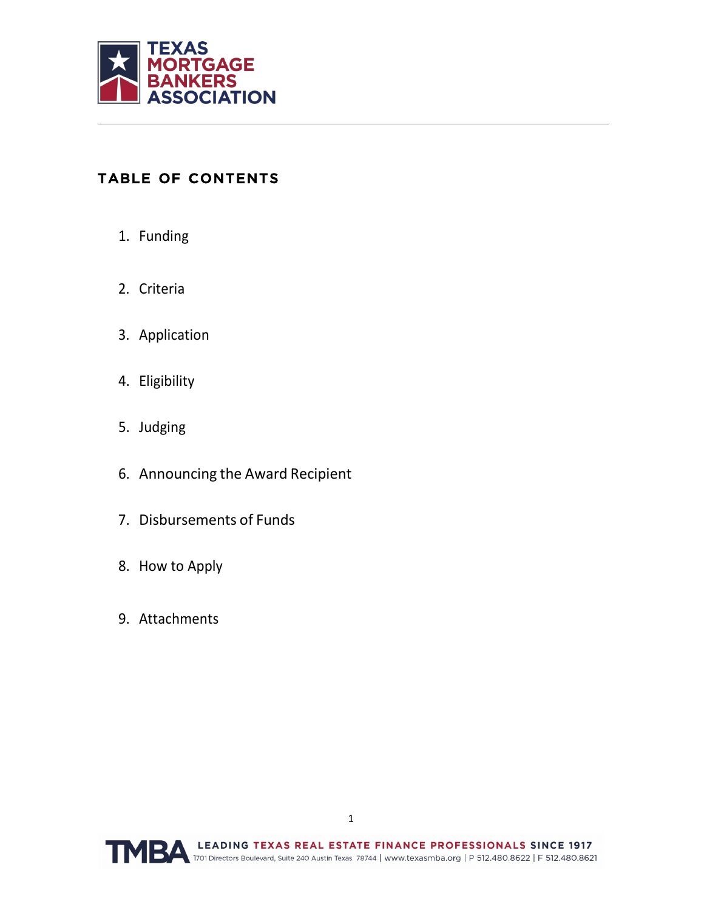## TABLE OF CONTENTS

1. Funding
2. Criteria
3. Application
4. Eligibility
5. Judging
6. Announcing the Award Recipient
7. Disbursements of Funds
8. How to Apply
9. Attachments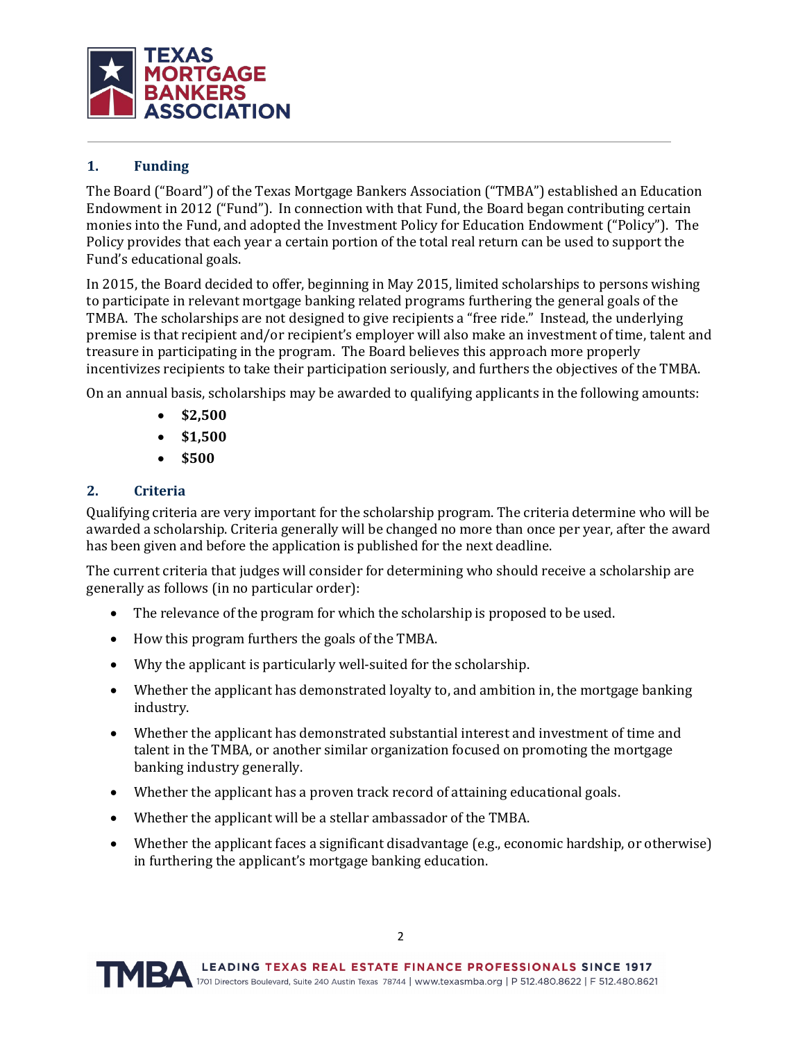## 1. Funding

The Board ("Board") of the Texas Mortgage Bankers Association ("TMBA") established an Education Endowment in 2012 ("Fund"). In connection with that Fund, the Board began contributing certain monies into the Fund, and adopted the Investment Policy for Education Endowment ("Policy"). The Policy provides that each year a certain portion of the total real return can be used to support the Fund's educational goals.

In 2015, the Board decided to offer, beginning in May 2015, limited scholarships to persons wishing to participate in relevant mortgage banking related programs furthering the general goals of the TMBA. The scholarships are not designed to give recipients a "free ride." Instead, the underlying premise is that recipient and/or recipient's employer will also make an investment of time, talent and treasure in participating in the program. The Board believes this approach more properly incentivizes recipients to take their participation seriously, and furthers the objectives of the TMBA.

On an annual basis, scholarships may be awarded to qualifying applicants in the following amounts:

- **$2,500**
- **$1,500**
- **$500**

## 2. Criteria

Qualifying criteria are very important for the scholarship program. The criteria determine who will be awarded a scholarship. Criteria generally will be changed no more than once per year, after the award has been given and before the application is published for the next deadline.

The current criteria that judges will consider for determining who should receive a scholarship are generally as follows (in no particular order):

- The relevance of the program for which the scholarship is proposed to be used.
- How this program furthers the goals of the TMBA.
- Why the applicant is particularly well-suited for the scholarship.
- Whether the applicant has demonstrated loyalty to, and ambition in, the mortgage banking industry.
- Whether the applicant has demonstrated substantial interest and investment of time and talent in the TMBA, or another similar organization focused on promoting the mortgage banking industry generally.
- Whether the applicant has a proven track record of attaining educational goals.
- Whether the applicant will be a stellar ambassador of the TMBA.
- Whether the applicant faces a significant disadvantage (e.g., economic hardship, or otherwise) in furthering the applicant's mortgage banking education.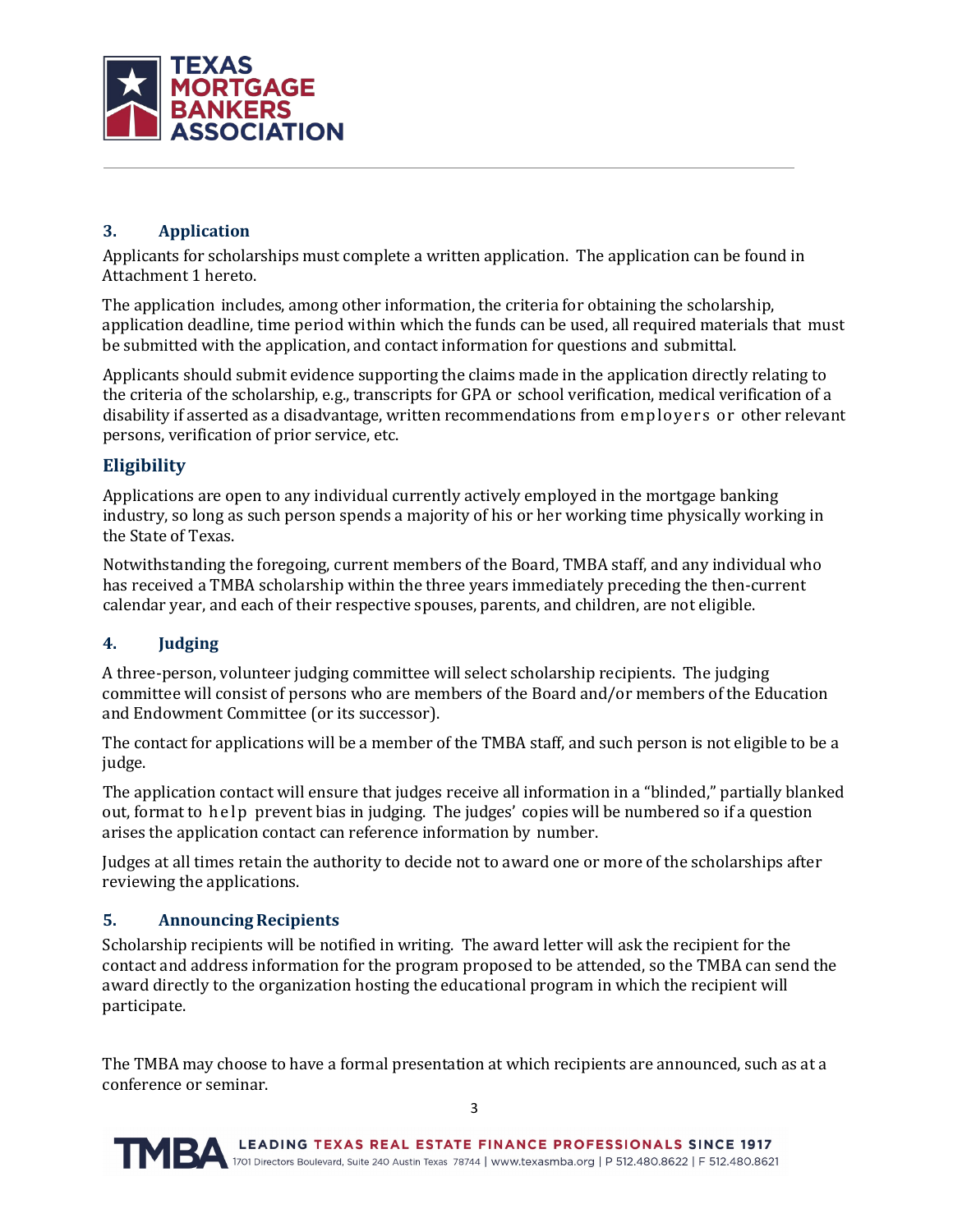## 3. Application

Applicants for scholarships must complete a written application. The application can be found in Attachment 1 hereto.

The application includes, among other information, the criteria for obtaining the scholarship, application deadline, time period within which the funds can be used, all required materials that must be submitted with the application, and contact information for questions and submittal.

Applicants should submit evidence supporting the claims made in the application directly relating to the criteria of the scholarship, e.g., transcripts for GPA or school verification, medical verification of a disability if asserted as a disadvantage, written recommendations from employers or other relevant persons, verification of prior service, etc.

### Eligibility

Applications are open to any individual currently actively employed in the mortgage banking industry, so long as such person spends a majority of his or her working time physically working in the State of Texas.

Notwithstanding the foregoing, current members of the Board, TMBA staff, and any individual who has received a TMBA scholarship within the three years immediately preceding the then-current calendar year, and each of their respective spouses, parents, and children, are not eligible.

## 4. Judging

A three-person, volunteer judging committee will select scholarship recipients. The judging committee will consist of persons who are members of the Board and/or members of the Education and Endowment Committee (or its successor).

The contact for applications will be a member of the TMBA staff, and such person is not eligible to be a judge.

The application contact will ensure that judges receive all information in a "blinded," partially blanked out, format to help prevent bias in judging. The judges' copies will be numbered so if a question arises the application contact can reference information by number.

Judges at all times retain the authority to decide not to award one or more of the scholarships after reviewing the applications.

## 5. Announcing Recipients

Scholarship recipients will be notified in writing. The award letter will ask the recipient for the contact and address information for the program proposed to be attended, so the TMBA can send the award directly to the organization hosting the educational program in which the recipient will participate.

The TMBA may choose to have a formal presentation at which recipients are announced, such as at a conference or seminar.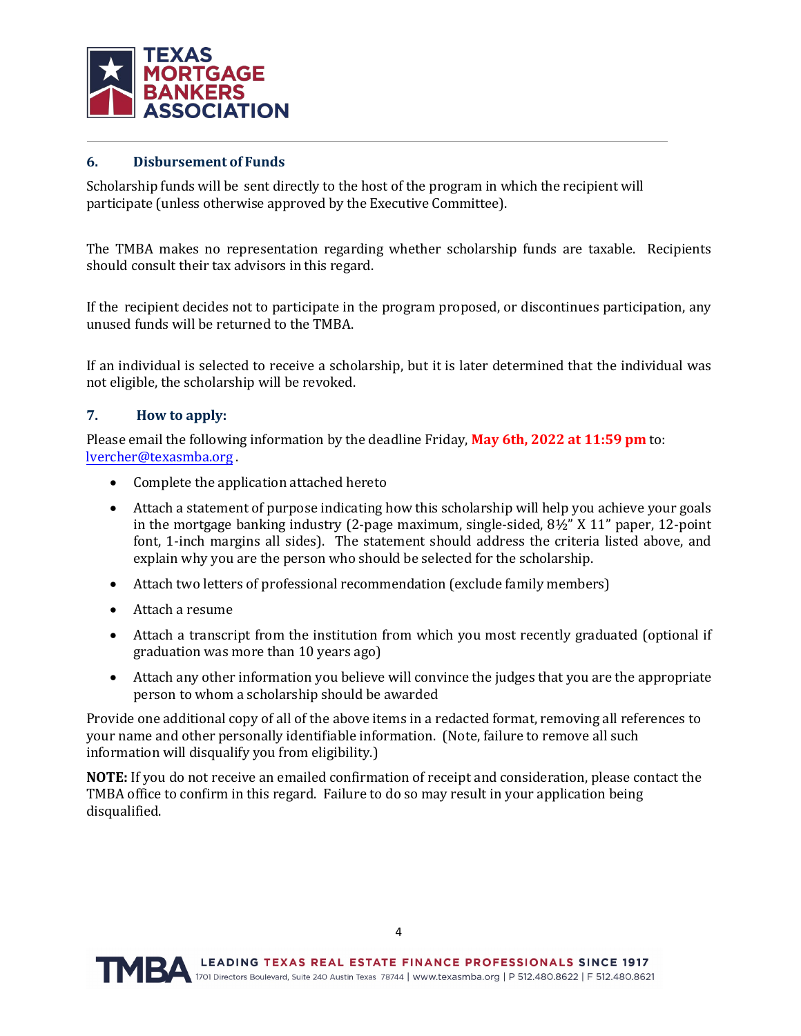### 6. Disbursement of Funds

Scholarship funds will be sent directly to the host of the program in which the recipient will participate (unless otherwise approved by the Executive Committee).

The TMBA makes no representation regarding whether scholarship funds are taxable. Recipients should consult their tax advisors in this regard.

If the recipient decides not to participate in the program proposed, or discontinues participation, any unused funds will be returned to the TMBA.

If an individual is selected to receive a scholarship, but it is later determined that the individual was not eligible, the scholarship will be revoked.

### 7. How to apply:

Please email the following information by the deadline Friday, **May 6th, 2022 at 11:59 pm** to: lvercher@texasmba.org.

- Complete the application attached hereto
- Attach a statement of purpose indicating how this scholarship will help you achieve your goals in the mortgage banking industry (2-page maximum, single-sided, 8½" X 11" paper, 12-point font, 1-inch margins all sides). The statement should address the criteria listed above, and explain why you are the person who should be selected for the scholarship.
- Attach two letters of professional recommendation (exclude family members)
- Attach a resume
- Attach a transcript from the institution from which you most recently graduated (optional if graduation was more than 10 years ago)
- Attach any other information you believe will convince the judges that you are the appropriate person to whom a scholarship should be awarded

Provide one additional copy of all of the above items in a redacted format, removing all references to your name and other personally identifiable information. (Note, failure to remove all such information will disqualify you from eligibility.)

**NOTE:** If you do not receive an emailed confirmation of receipt and consideration, please contact the TMBA office to confirm in this regard. Failure to do so may result in your application being disqualified.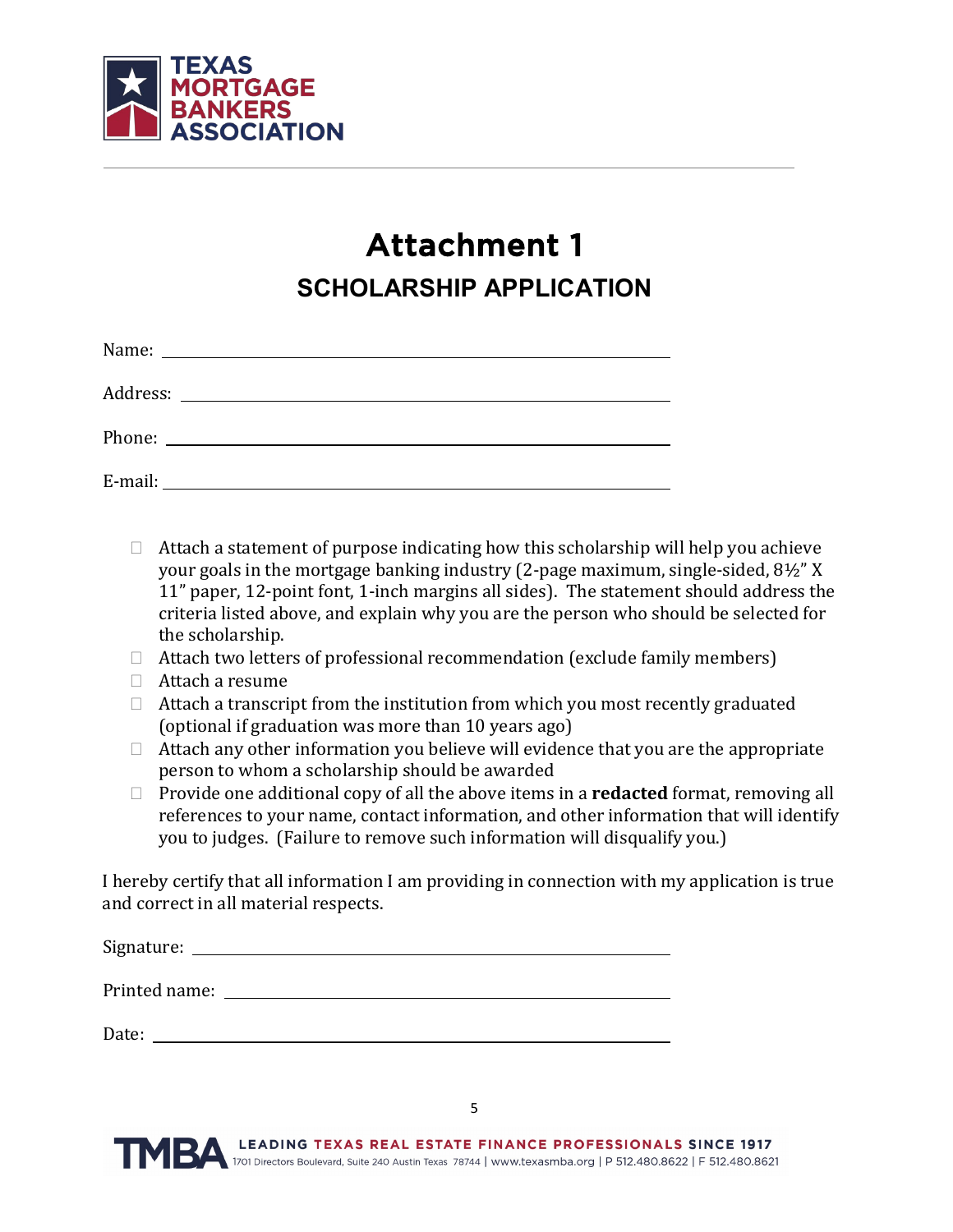# Attachment 1

## SCHOLARSHIP APPLICATION

Name: ______________________________________________

Address: ______________________________________________

Phone: ______________________________________________

E-mail: ______________________________________________

- ☐ Attach a statement of purpose indicating how this scholarship will help you achieve your goals in the mortgage banking industry (2-page maximum, single-sided, 8½" X 11" paper, 12-point font, 1-inch margins all sides). The statement should address the criteria listed above, and explain why you are the person who should be selected for the scholarship.
- ☐ Attach two letters of professional recommendation (exclude family members)
- ☐ Attach a resume
- ☐ Attach a transcript from the institution from which you most recently graduated (optional if graduation was more than 10 years ago)
- ☐ Attach any other information you believe will evidence that you are the appropriate person to whom a scholarship should be awarded
- ☐ Provide one additional copy of all the above items in a **redacted** format, removing all references to your name, contact information, and other information that will identify you to judges. (Failure to remove such information will disqualify you.)

I hereby certify that all information I am providing in connection with my application is true and correct in all material respects.

Signature: ______________________________________________

Printed name: ______________________________________________

Date: ______________________________________________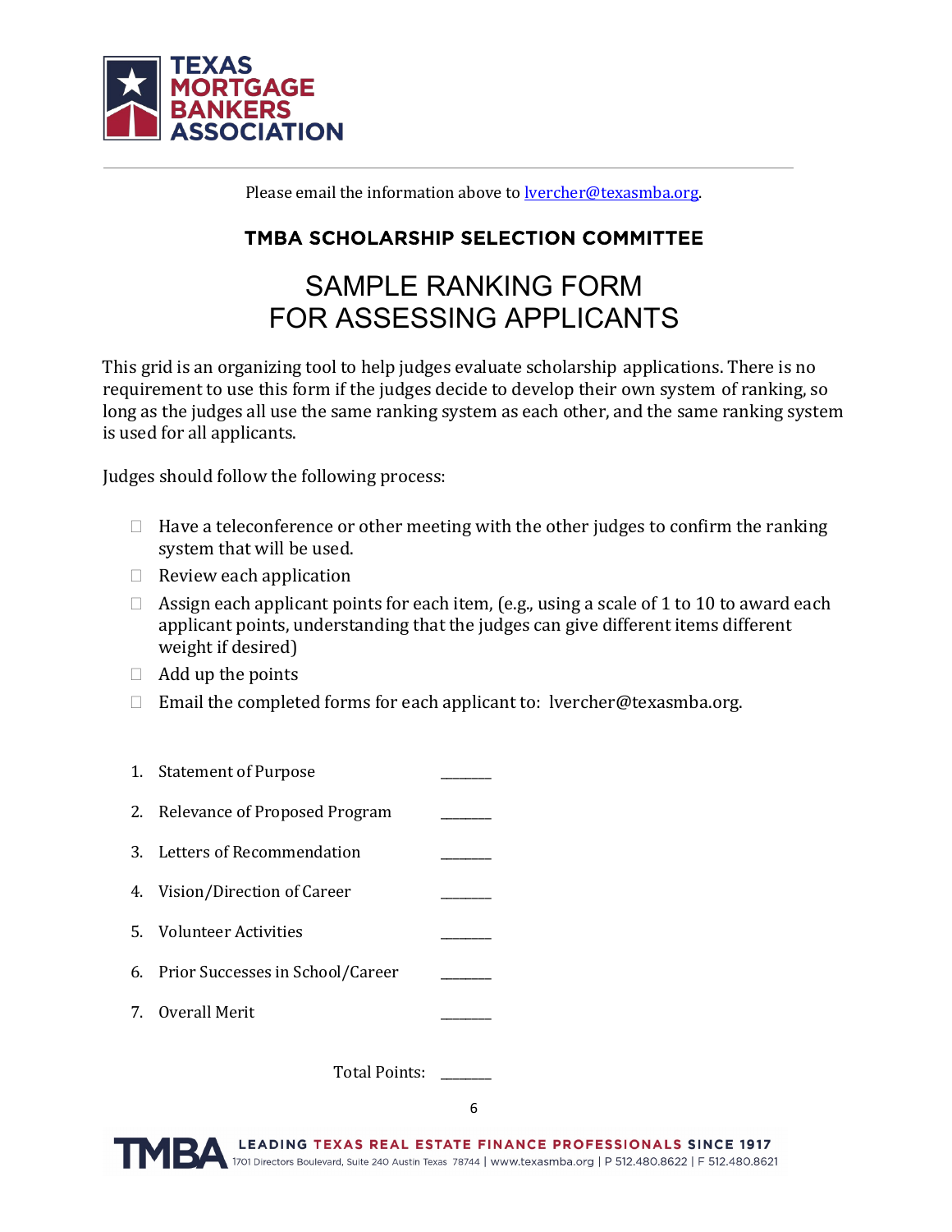Please email the information above to lvercher@texasmba.org.

## TMBA SCHOLARSHIP SELECTION COMMITTEE

# SAMPLE RANKING FORM FOR ASSESSING APPLICANTS

This grid is an organizing tool to help judges evaluate scholarship applications. There is no requirement to use this form if the judges decide to develop their own system of ranking, so long as the judges all use the same ranking system as each other, and the same ranking system is used for all applicants.

Judges should follow the following process:

- Have a teleconference or other meeting with the other judges to confirm the ranking system that will be used.
- Review each application
- Assign each applicant points for each item, (e.g., using a scale of 1 to 10 to award each applicant points, understanding that the judges can give different items different weight if desired)
- Add up the points
- Email the completed forms for each applicant to: lvercher@texasmba.org.

1. Statement of Purpose ________
2. Relevance of Proposed Program ________
3. Letters of Recommendation ________
4. Vision/Direction of Career ________
5. Volunteer Activities ________
6. Prior Successes in School/Career ________
7. Overall Merit ________

Total Points: ________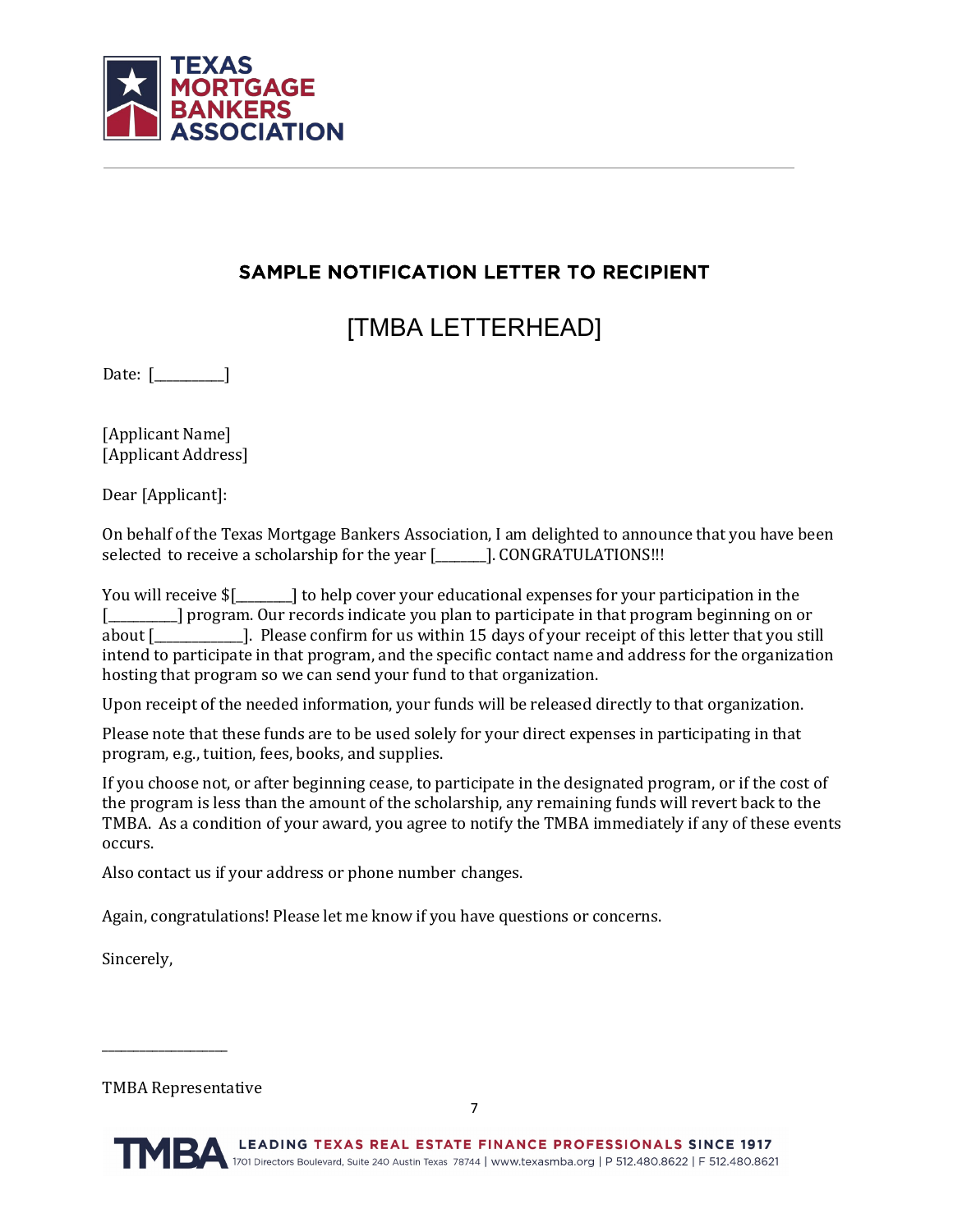## SAMPLE NOTIFICATION LETTER TO RECIPIENT

# [TMBA LETTERHEAD]

Date: [\_\_\_\_\_\_\_\_\_\_]

[Applicant Name]
[Applicant Address]

Dear [Applicant]:

On behalf of the Texas Mortgage Bankers Association, I am delighted to announce that you have been selected to receive a scholarship for the year [\_\_\_\_\_\_\_]. CONGRATULATIONS!!!

You will receive $[\_\_\_\_\_\_\_\_] to help cover your educational expenses for your participation in the [\_\_\_\_\_\_\_\_\_\_] program. Our records indicate you plan to participate in that program beginning on or about [\_\_\_\_\_\_\_\_\_\_\_\_\_]. Please confirm for us within 15 days of your receipt of this letter that you still intend to participate in that program, and the specific contact name and address for the organization hosting that program so we can send your fund to that organization.

Upon receipt of the needed information, your funds will be released directly to that organization.

Please note that these funds are to be used solely for your direct expenses in participating in that program, e.g., tuition, fees, books, and supplies.

If you choose not, or after beginning cease, to participate in the designated program, or if the cost of the program is less than the amount of the scholarship, any remaining funds will revert back to the TMBA. As a condition of your award, you agree to notify the TMBA immediately if any of these events occurs.

Also contact us if your address or phone number changes.

Again, congratulations! Please let me know if you have questions or concerns.

Sincerely,

\_\_\_\_\_\_\_\_\_\_\_\_\_\_\_\_\_\_\_

TMBA Representative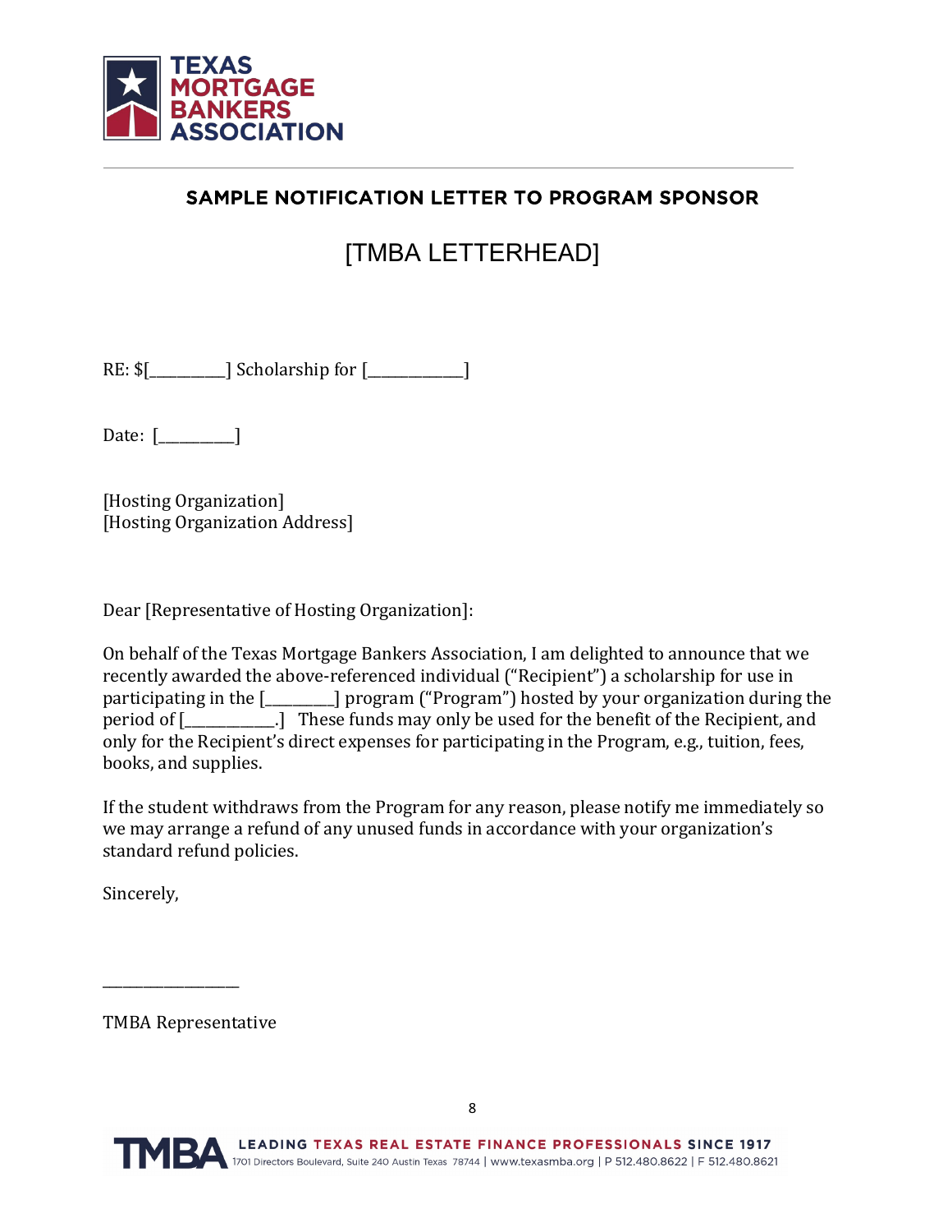## SAMPLE NOTIFICATION LETTER TO PROGRAM SPONSOR

[TMBA LETTERHEAD]

RE: $[__________] Scholarship for [_____________]

Date: [__________]

[Hosting Organization]
[Hosting Organization Address]

Dear [Representative of Hosting Organization]:

On behalf of the Texas Mortgage Bankers Association, I am delighted to announce that we recently awarded the above-referenced individual ("Recipient") a scholarship for use in participating in the [_________] program ("Program") hosted by your organization during the period of [____________.] These funds may only be used for the benefit of the Recipient, and only for the Recipient's direct expenses for participating in the Program, e.g., tuition, fees, books, and supplies.

If the student withdraws from the Program for any reason, please notify me immediately so we may arrange a refund of any unused funds in accordance with your organization's standard refund policies.

Sincerely,

__________________

TMBA Representative